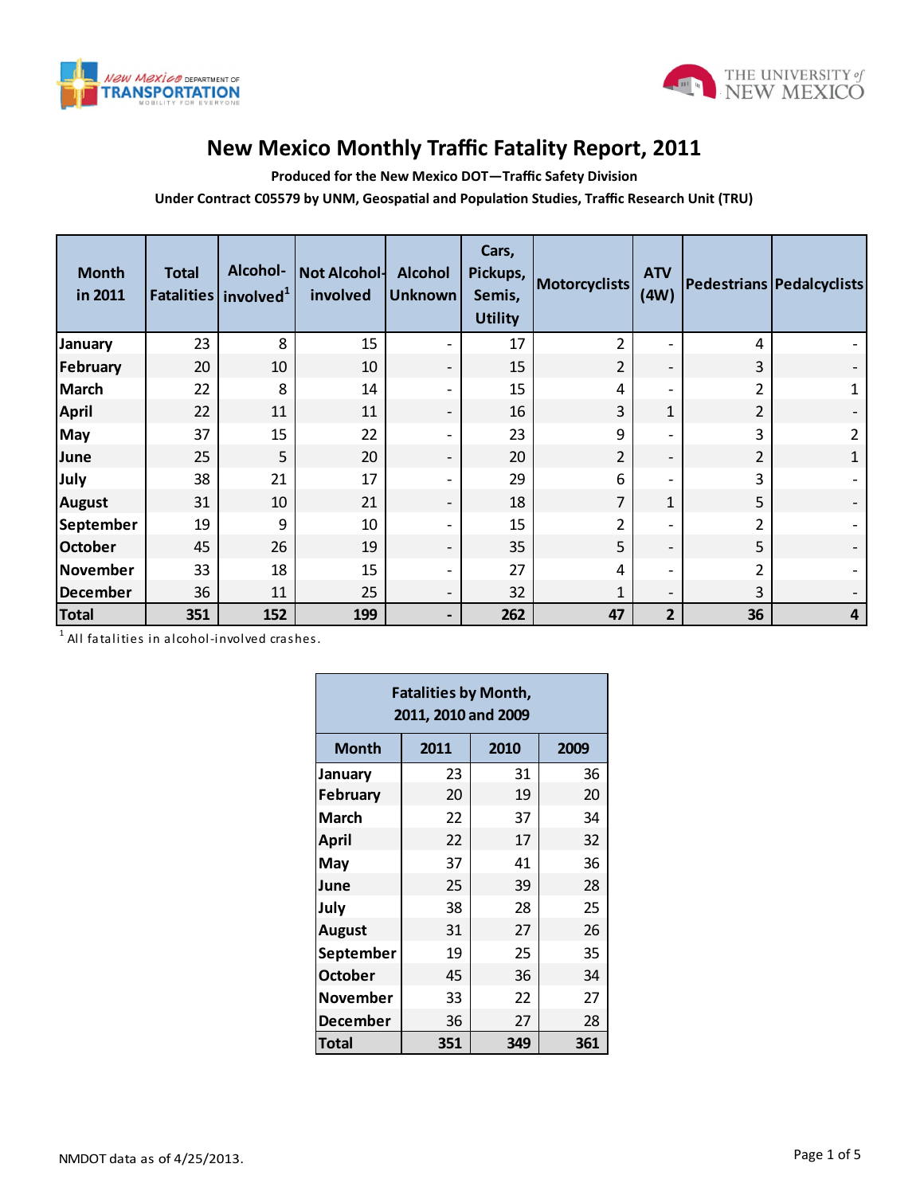# New Mexico Monthly Traffic Fatality Report, 2011

**Produced for the New Mexico DOT—Traffic Safety Division**

**Under Contract C05579 by UNM, Geospatial and Population Studies, Traffic Research Unit (TRU)**

| Month in 2011 | Total Fatalities | Alcohol-involved[1] | Not Alcohol-involved | Alcohol Unknown | Cars, Pickups, Semis, Utility | Motorcyclists | ATV (4W) | Pedestrians | Pedalcyclists |
|---|---|---|---|---|---|---|---|---|---|
| January | 23 | 8 | 15 | - | 17 | 2 | - | 4 | - |
| February | 20 | 10 | 10 | - | 15 | 2 | - | 3 | - |
| March | 22 | 8 | 14 | - | 15 | 4 | - | 2 | 1 |
| April | 22 | 11 | 11 | - | 16 | 3 | 1 | 2 | - |
| May | 37 | 15 | 22 | - | 23 | 9 | - | 3 | 2 |
| June | 25 | 5 | 20 | - | 20 | 2 | - | 2 | 1 |
| July | 38 | 21 | 17 | - | 29 | 6 | - | 3 | - |
| August | 31 | 10 | 21 | - | 18 | 7 | 1 | 5 | - |
| September | 19 | 9 | 10 | - | 15 | 2 | - | 2 | - |
| October | 45 | 26 | 19 | - | 35 | 5 | - | 5 | - |
| November | 33 | 18 | 15 | - | 27 | 4 | - | 2 | - |
| December | 36 | 11 | 25 | - | 32 | 1 | - | 3 | - |
| **Total** | **351** | **152** | **199** | **-** | **262** | **47** | **2** | **36** | **4** |

[1] All fatalities in alcohol-involved crashes.

| Fatalities by Month, 2011, 2010 and 2009 | | | |
|---|---|---|---|
| **Month** | **2011** | **2010** | **2009** |
| January | 23 | 31 | 36 |
| February | 20 | 19 | 20 |
| March | 22 | 37 | 34 |
| April | 22 | 17 | 32 |
| May | 37 | 41 | 36 |
| June | 25 | 39 | 28 |
| July | 38 | 28 | 25 |
| August | 31 | 27 | 26 |
| September | 19 | 25 | 35 |
| October | 45 | 36 | 34 |
| November | 33 | 22 | 27 |
| December | 36 | 27 | 28 |
| **Total** | **351** | **349** | **361** |

NMDOT data as of 4/25/2013.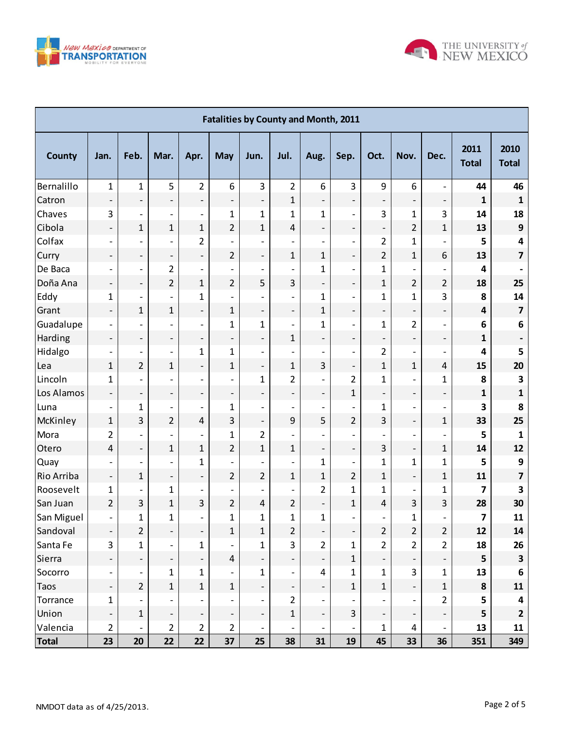| Fatalities by County and Month, 2011 | | | | | | | | | | | | | | |
|---|---|---|---|---|---|---|---|---|---|---|---|---|---|---|
| **County** | **Jan.** | **Feb.** | **Mar.** | **Apr.** | **May** | **Jun.** | **Jul.** | **Aug.** | **Sep.** | **Oct.** | **Nov.** | **Dec.** | **2011 Total** | **2010 Total** |
| Bernalillo | 1 | 1 | 5 | 2 | 6 | 3 | 2 | 6 | 3 | 9 | 6 | - | **44** | **46** |
| Catron | - | - | - | - | - | - | 1 | - | - | - | - | - | **1** | **1** |
| Chaves | 3 | - | - | - | 1 | 1 | 1 | 1 | - | 3 | 1 | 3 | **14** | **18** |
| Cibola | - | 1 | 1 | 1 | 2 | 1 | 4 | - | - | - | 2 | 1 | **13** | **9** |
| Colfax | - | - | - | 2 | - | - | - | - | - | 2 | 1 | - | **5** | **4** |
| Curry | - | - | - | - | 2 | - | 1 | 1 | - | 2 | 1 | 6 | **13** | **7** |
| De Baca | - | - | 2 | - | - | - | - | 1 | - | 1 | - | - | **4** | **-** |
| Doña Ana | - | - | 2 | 1 | 2 | 5 | 3 | - | - | 1 | 2 | 2 | **18** | **25** |
| Eddy | 1 | - | - | 1 | - | - | - | 1 | - | 1 | 1 | 3 | **8** | **14** |
| Grant | - | 1 | 1 | - | 1 | - | - | 1 | - | - | - | - | **4** | **7** |
| Guadalupe | - | - | - | - | 1 | 1 | - | 1 | - | 1 | 2 | - | **6** | **6** |
| Harding | - | - | - | - | - | - | 1 | - | - | - | - | - | **1** | **-** |
| Hidalgo | - | - | - | 1 | 1 | - | - | - | - | 2 | - | - | **4** | **5** |
| Lea | 1 | 2 | 1 | - | 1 | - | 1 | 3 | - | 1 | 1 | 4 | **15** | **20** |
| Lincoln | 1 | - | - | - | - | 1 | 2 | - | 2 | 1 | - | 1 | **8** | **3** |
| Los Alamos | - | - | - | - | - | - | - | - | 1 | - | - | - | **1** | **1** |
| Luna | - | 1 | - | - | 1 | - | - | - | - | 1 | - | - | **3** | **8** |
| McKinley | 1 | 3 | 2 | 4 | 3 | - | 9 | 5 | 2 | 3 | - | 1 | **33** | **25** |
| Mora | 2 | - | - | - | 1 | 2 | - | - | - | - | - | - | **5** | **1** |
| Otero | 4 | - | 1 | 1 | 2 | 1 | 1 | - | - | 3 | - | 1 | **14** | **12** |
| Quay | - | - | - | 1 | - | - | - | 1 | - | 1 | 1 | 1 | **5** | **9** |
| Rio Arriba | - | 1 | - | - | 2 | 2 | 1 | 1 | 2 | 1 | - | 1 | **11** | **7** |
| Roosevelt | 1 | - | 1 | - | - | - | - | 2 | 1 | 1 | - | 1 | **7** | **3** |
| San Juan | 2 | 3 | 1 | 3 | 2 | 4 | 2 | - | 1 | 4 | 3 | 3 | **28** | **30** |
| San Miguel | - | 1 | 1 | - | 1 | 1 | 1 | 1 | - | - | 1 | - | **7** | **11** |
| Sandoval | - | 2 | - | - | 1 | 1 | 2 | - | - | 2 | 2 | 2 | **12** | **14** |
| Santa Fe | 3 | 1 | - | 1 | - | 1 | 3 | 2 | 1 | 2 | 2 | 2 | **18** | **26** |
| Sierra | - | - | - | - | 4 | - | - | - | 1 | - | - | - | **5** | **3** |
| Socorro | - | - | 1 | 1 | - | 1 | - | 4 | 1 | 1 | 3 | 1 | **13** | **6** |
| Taos | - | 2 | 1 | 1 | 1 | - | - | - | 1 | 1 | - | 1 | **8** | **11** |
| Torrance | 1 | - | - | - | - | - | 2 | - | - | - | - | 2 | **5** | **4** |
| Union | - | 1 | - | - | - | - | 1 | - | 3 | - | - | - | **5** | **2** |
| Valencia | 2 | - | 2 | 2 | 2 | - | - | - | - | 1 | 4 | - | **13** | **11** |
| **Total** | **23** | **20** | **22** | **22** | **37** | **25** | **38** | **31** | **19** | **45** | **33** | **36** | **351** | **349** |

NMDOT data as of 4/25/2013.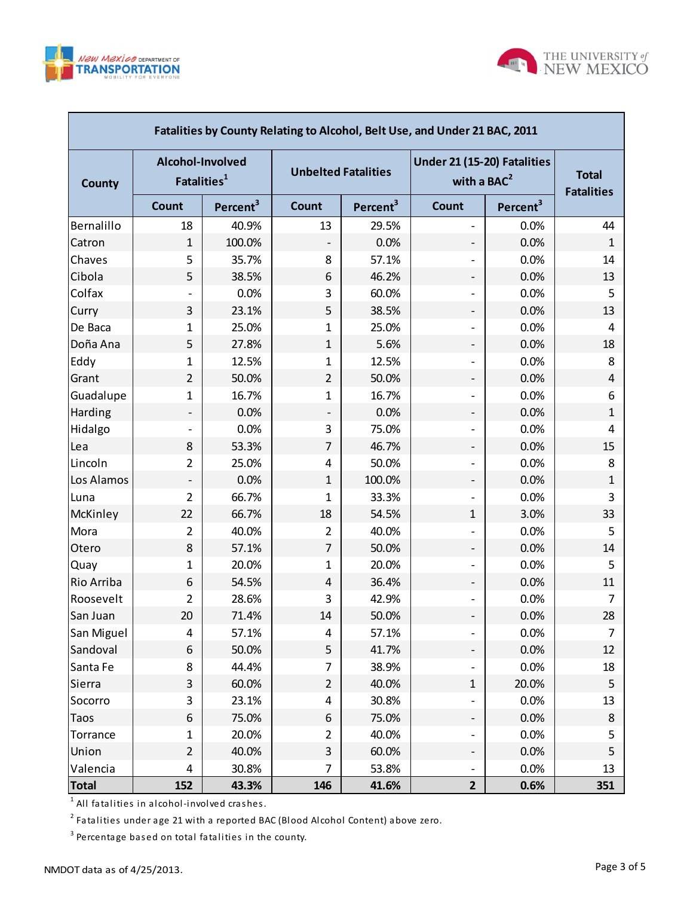| Fatalities by County Relating to Alcohol, Belt Use, and Under 21 BAC, 2011 | | | | | | | |
|---|---|---|---|---|---|---|---|
| County | Alcohol-Involved Fatalities[1] | | Unbelted Fatalities | | Under 21 (15-20) Fatalities with a BAC[2] | | Total Fatalities |
| | Count | Percent[3] | Count | Percent[3] | Count | Percent[3] | |
| Bernalillo | 18 | 40.9% | 13 | 29.5% | - | 0.0% | 44 |
| Catron | 1 | 100.0% | - | 0.0% | - | 0.0% | 1 |
| Chaves | 5 | 35.7% | 8 | 57.1% | - | 0.0% | 14 |
| Cibola | 5 | 38.5% | 6 | 46.2% | - | 0.0% | 13 |
| Colfax | - | 0.0% | 3 | 60.0% | - | 0.0% | 5 |
| Curry | 3 | 23.1% | 5 | 38.5% | - | 0.0% | 13 |
| De Baca | 1 | 25.0% | 1 | 25.0% | - | 0.0% | 4 |
| Doña Ana | 5 | 27.8% | 1 | 5.6% | - | 0.0% | 18 |
| Eddy | 1 | 12.5% | 1 | 12.5% | - | 0.0% | 8 |
| Grant | 2 | 50.0% | 2 | 50.0% | - | 0.0% | 4 |
| Guadalupe | 1 | 16.7% | 1 | 16.7% | - | 0.0% | 6 |
| Harding | - | 0.0% | - | 0.0% | - | 0.0% | 1 |
| Hidalgo | - | 0.0% | 3 | 75.0% | - | 0.0% | 4 |
| Lea | 8 | 53.3% | 7 | 46.7% | - | 0.0% | 15 |
| Lincoln | 2 | 25.0% | 4 | 50.0% | - | 0.0% | 8 |
| Los Alamos | - | 0.0% | 1 | 100.0% | - | 0.0% | 1 |
| Luna | 2 | 66.7% | 1 | 33.3% | - | 0.0% | 3 |
| McKinley | 22 | 66.7% | 18 | 54.5% | 1 | 3.0% | 33 |
| Mora | 2 | 40.0% | 2 | 40.0% | - | 0.0% | 5 |
| Otero | 8 | 57.1% | 7 | 50.0% | - | 0.0% | 14 |
| Quay | 1 | 20.0% | 1 | 20.0% | - | 0.0% | 5 |
| Rio Arriba | 6 | 54.5% | 4 | 36.4% | - | 0.0% | 11 |
| Roosevelt | 2 | 28.6% | 3 | 42.9% | - | 0.0% | 7 |
| San Juan | 20 | 71.4% | 14 | 50.0% | - | 0.0% | 28 |
| San Miguel | 4 | 57.1% | 4 | 57.1% | - | 0.0% | 7 |
| Sandoval | 6 | 50.0% | 5 | 41.7% | - | 0.0% | 12 |
| Santa Fe | 8 | 44.4% | 7 | 38.9% | - | 0.0% | 18 |
| Sierra | 3 | 60.0% | 2 | 40.0% | 1 | 20.0% | 5 |
| Socorro | 3 | 23.1% | 4 | 30.8% | - | 0.0% | 13 |
| Taos | 6 | 75.0% | 6 | 75.0% | - | 0.0% | 8 |
| Torrance | 1 | 20.0% | 2 | 40.0% | - | 0.0% | 5 |
| Union | 2 | 40.0% | 3 | 60.0% | - | 0.0% | 5 |
| Valencia | 4 | 30.8% | 7 | 53.8% | - | 0.0% | 13 |
| **Total** | **152** | **43.3%** | **146** | **41.6%** | **2** | **0.6%** | **351** |

[1] All fatalities in alcohol-involved crashes.

[2] Fatalities under age 21 with a reported BAC (Blood Alcohol Content) above zero.

[3] Percentage based on total fatalities in the county.

NMDOT data as of 4/25/2013.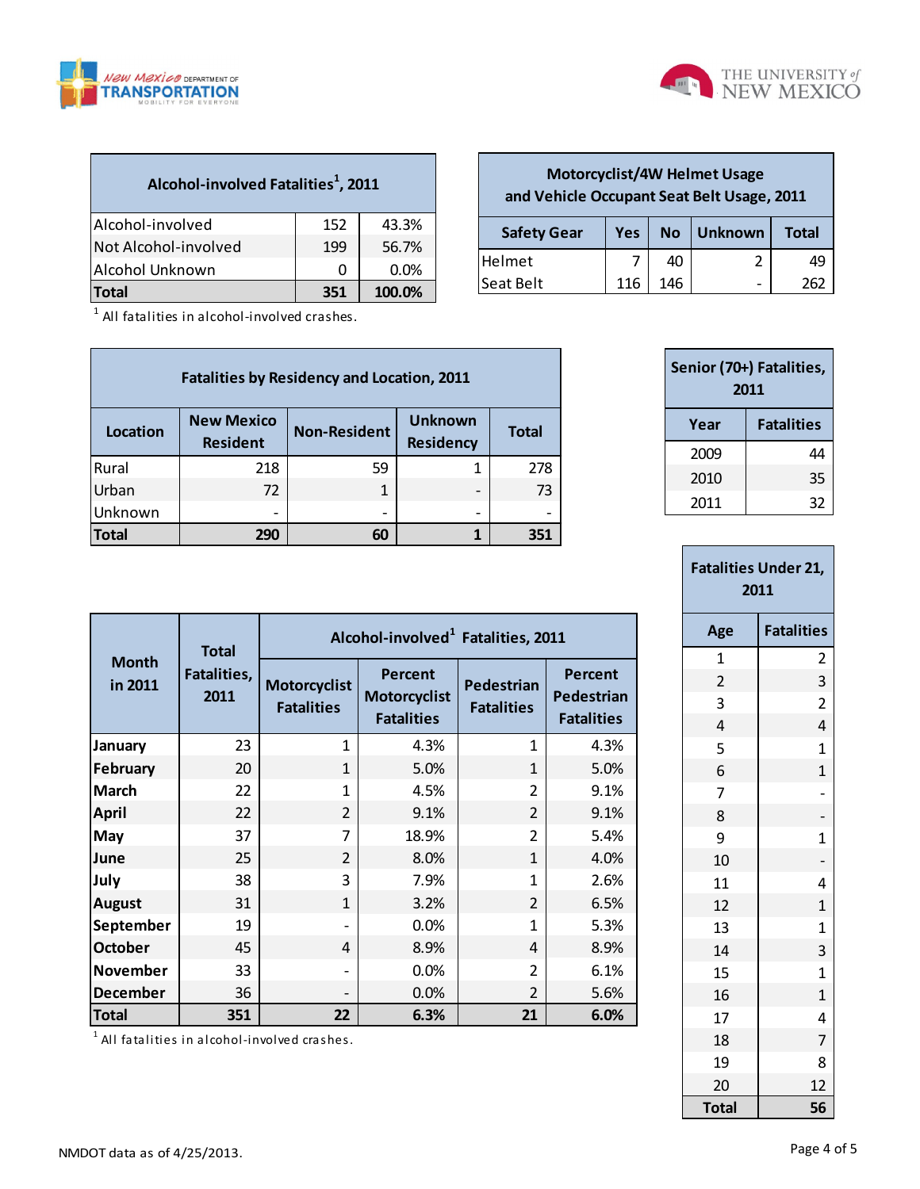| Alcohol-involved Fatalities[1], 2011 | | |
|---|---|---|
| Alcohol-involved | 152 | 43.3% |
| Not Alcohol-involved | 199 | 56.7% |
| Alcohol Unknown | 0 | 0.0% |
| **Total** | **351** | **100.0%** |

[1] All fatalities in alcohol-involved crashes.

| Motorcyclist/4W Helmet Usage and Vehicle Occupant Seat Belt Usage, 2011 | | | | |
|---|---|---|---|---|
| **Safety Gear** | **Yes** | **No** | **Unknown** | **Total** |
| Helmet | 7 | 40 | 2 | 49 |
| Seat Belt | 116 | 146 | - | 262 |

| Fatalities by Residency and Location, 2011 | | | | |
|---|---|---|---|---|
| **Location** | **New Mexico Resident** | **Non-Resident** | **Unknown Residency** | **Total** |
| Rural | 218 | 59 | 1 | 278 |
| Urban | 72 | 1 | - | 73 |
| Unknown | - | - | - | - |
| **Total** | **290** | **60** | **1** | **351** |

| Senior (70+) Fatalities, 2011 | |
|---|---|
| **Year** | **Fatalities** |
| 2009 | 44 |
| 2010 | 35 |
| 2011 | 32 |

| Month in 2011 | Total Fatalities, 2011 | Alcohol-involved[1] Fatalities, 2011 | | | |
|---|---|---|---|---|---|
| | | Motorcyclist Fatalities | Percent Motorcyclist Fatalities | Pedestrian Fatalities | Percent Pedestrian Fatalities |
| January | 23 | 1 | 4.3% | 1 | 4.3% |
| February | 20 | 1 | 5.0% | 1 | 5.0% |
| March | 22 | 1 | 4.5% | 2 | 9.1% |
| April | 22 | 2 | 9.1% | 2 | 9.1% |
| May | 37 | 7 | 18.9% | 2 | 5.4% |
| June | 25 | 2 | 8.0% | 1 | 4.0% |
| July | 38 | 3 | 7.9% | 1 | 2.6% |
| August | 31 | 1 | 3.2% | 2 | 6.5% |
| September | 19 | - | 0.0% | 1 | 5.3% |
| October | 45 | 4 | 8.9% | 4 | 8.9% |
| November | 33 | - | 0.0% | 2 | 6.1% |
| December | 36 | - | 0.0% | 2 | 5.6% |
| **Total** | **351** | **22** | **6.3%** | **21** | **6.0%** |

[1] All fatalities in alcohol-involved crashes.

| Fatalities Under 21, 2011 | |
|---|---|
| **Age** | **Fatalities** |
| 1 | 2 |
| 2 | 3 |
| 3 | 2 |
| 4 | 4 |
| 5 | 1 |
| 6 | 1 |
| 7 | - |
| 8 | - |
| 9 | 1 |
| 10 | - |
| 11 | 4 |
| 12 | 1 |
| 13 | 1 |
| 14 | 3 |
| 15 | 1 |
| 16 | 1 |
| 17 | 4 |
| 18 | 7 |
| 19 | 8 |
| 20 | 12 |
| **Total** | **56** |

NMDOT data as of 4/25/2013.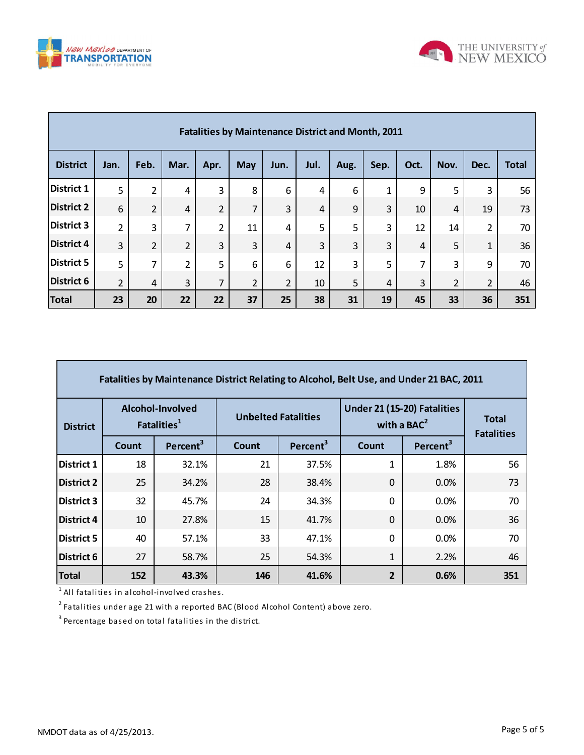| Fatalities by Maintenance District and Month, 2011 | | | | | | | | | | | | | |
|---|---|---|---|---|---|---|---|---|---|---|---|---|---|
| **District** | **Jan.** | **Feb.** | **Mar.** | **Apr.** | **May** | **Jun.** | **Jul.** | **Aug.** | **Sep.** | **Oct.** | **Nov.** | **Dec.** | **Total** |
| **District 1** | 5 | 2 | 4 | 3 | 8 | 6 | 4 | 6 | 1 | 9 | 5 | 3 | 56 |
| **District 2** | 6 | 2 | 4 | 2 | 7 | 3 | 4 | 9 | 3 | 10 | 4 | 19 | 73 |
| **District 3** | 2 | 3 | 7 | 2 | 11 | 4 | 5 | 5 | 3 | 12 | 14 | 2 | 70 |
| **District 4** | 3 | 2 | 2 | 3 | 3 | 4 | 3 | 3 | 3 | 4 | 5 | 1 | 36 |
| **District 5** | 5 | 7 | 2 | 5 | 6 | 6 | 12 | 3 | 5 | 7 | 3 | 9 | 70 |
| **District 6** | 2 | 4 | 3 | 7 | 2 | 2 | 10 | 5 | 4 | 3 | 2 | 2 | 46 |
| **Total** | **23** | **20** | **22** | **22** | **37** | **25** | **38** | **31** | **19** | **45** | **33** | **36** | **351** |

| Fatalities by Maintenance District Relating to Alcohol, Belt Use, and Under 21 BAC, 2011 | | | | | | | |
|---|---|---|---|---|---|---|---|
| **District** | **Alcohol-Involved Fatalities[1]** | | **Unbelted Fatalities** | | **Under 21 (15-20) Fatalities with a BAC[2]** | | **Total Fatalities** |
| | **Count** | **Percent[3]** | **Count** | **Percent[3]** | **Count** | **Percent[3]** | |
| **District 1** | 18 | 32.1% | 21 | 37.5% | 1 | 1.8% | 56 |
| **District 2** | 25 | 34.2% | 28 | 38.4% | 0 | 0.0% | 73 |
| **District 3** | 32 | 45.7% | 24 | 34.3% | 0 | 0.0% | 70 |
| **District 4** | 10 | 27.8% | 15 | 41.7% | 0 | 0.0% | 36 |
| **District 5** | 40 | 57.1% | 33 | 47.1% | 0 | 0.0% | 70 |
| **District 6** | 27 | 58.7% | 25 | 54.3% | 1 | 2.2% | 46 |
| **Total** | **152** | **43.3%** | **146** | **41.6%** | **2** | **0.6%** | **351** |

[1] All fatalities in alcohol-involved crashes.

[2] Fatalities under age 21 with a reported BAC (Blood Alcohol Content) above zero.

[3] Percentage based on total fatalities in the district.

NMDOT data as of 4/25/2013.